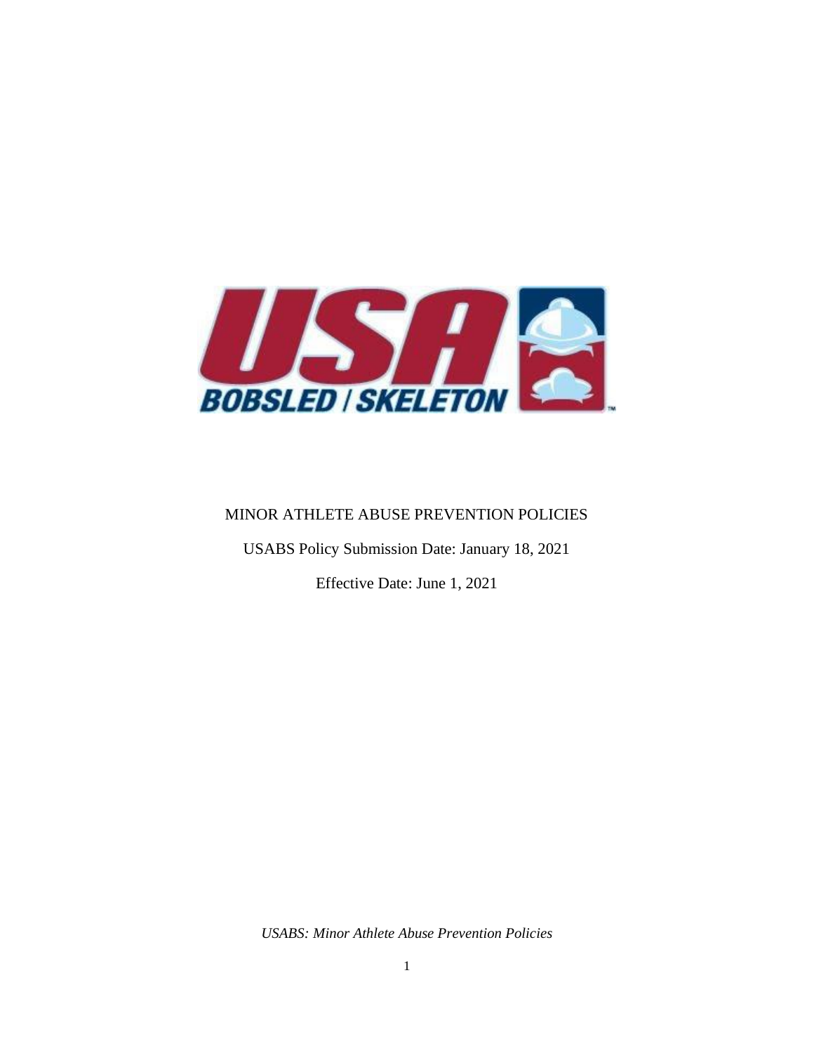# MINOR ATHLETE ABUSE PREVENTION POLICIES

USABS Policy Submission Date: January 18, 2021

Effective Date: June 1, 2021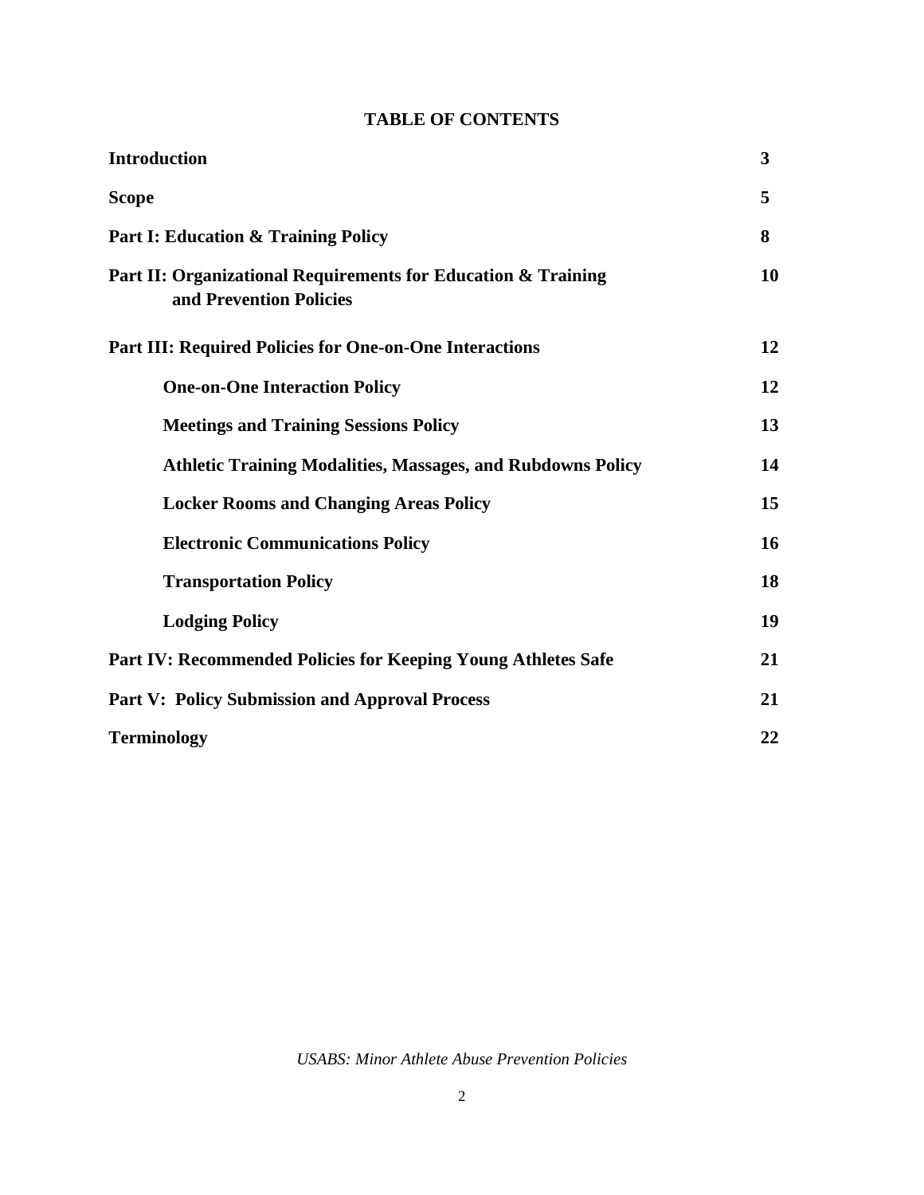# TABLE OF CONTENTS

| | |
|---|---|
| **Introduction** | **3** |
| **Scope** | **5** |
| **Part I: Education & Training Policy** | **8** |
| **Part II: Organizational Requirements for Education & Training and Prevention Policies** | **10** |
| **Part III: Required Policies for One-on-One Interactions** | **12** |
| &nbsp;&nbsp;&nbsp;&nbsp;**One-on-One Interaction Policy** | **12** |
| &nbsp;&nbsp;&nbsp;&nbsp;**Meetings and Training Sessions Policy** | **13** |
| &nbsp;&nbsp;&nbsp;&nbsp;**Athletic Training Modalities, Massages, and Rubdowns Policy** | **14** |
| &nbsp;&nbsp;&nbsp;&nbsp;**Locker Rooms and Changing Areas Policy** | **15** |
| &nbsp;&nbsp;&nbsp;&nbsp;**Electronic Communications Policy** | **16** |
| &nbsp;&nbsp;&nbsp;&nbsp;**Transportation Policy** | **18** |
| &nbsp;&nbsp;&nbsp;&nbsp;**Lodging Policy** | **19** |
| **Part IV: Recommended Policies for Keeping Young Athletes Safe** | **21** |
| **Part V: Policy Submission and Approval Process** | **21** |
| **Terminology** | **22** |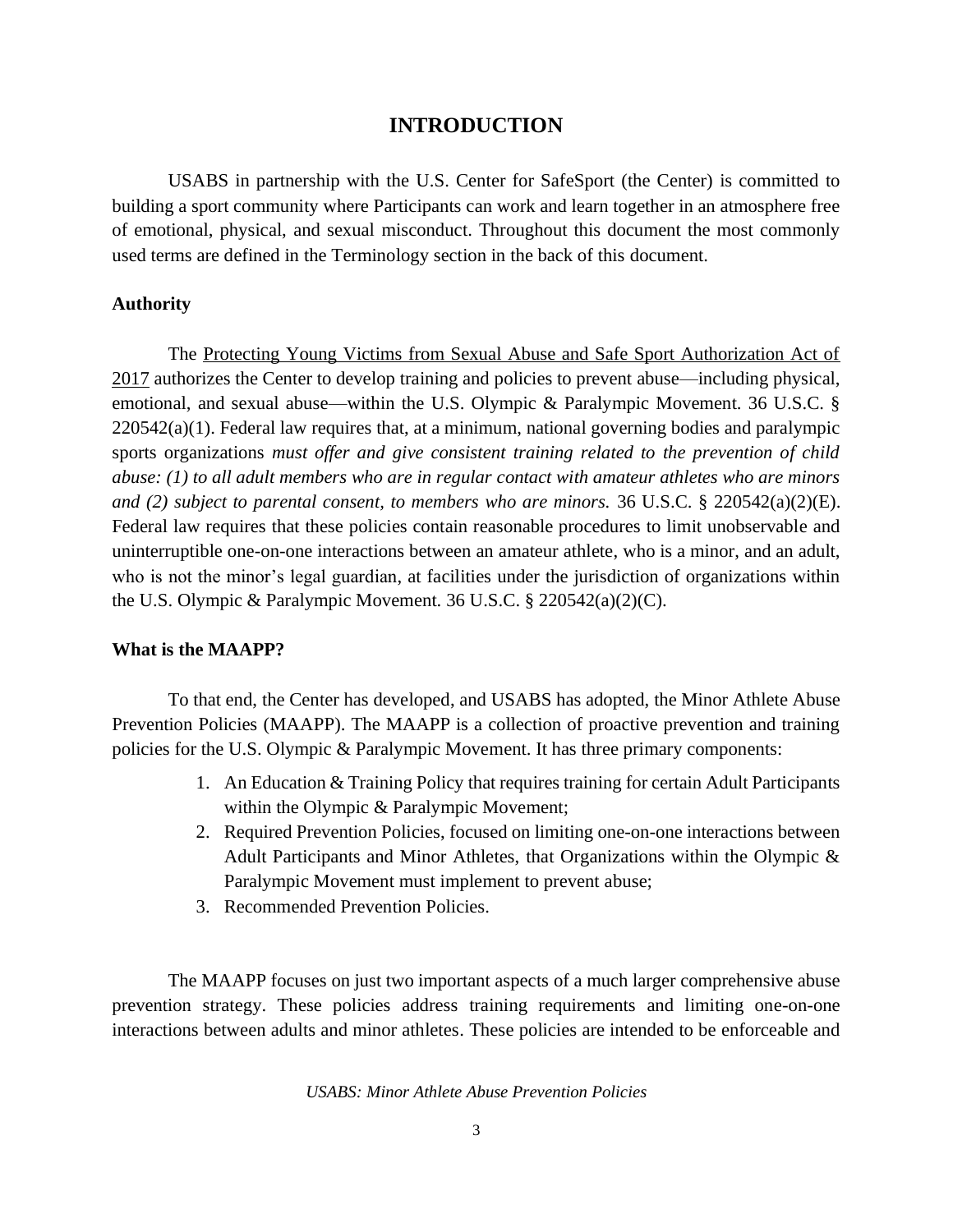# INTRODUCTION

USABS in partnership with the U.S. Center for SafeSport (the Center) is committed to building a sport community where Participants can work and learn together in an atmosphere free of emotional, physical, and sexual misconduct. Throughout this document the most commonly used terms are defined in the Terminology section in the back of this document.

**Authority**

The Protecting Young Victims from Sexual Abuse and Safe Sport Authorization Act of 2017 authorizes the Center to develop training and policies to prevent abuse—including physical, emotional, and sexual abuse—within the U.S. Olympic & Paralympic Movement. 36 U.S.C. § 220542(a)(1). Federal law requires that, at a minimum, national governing bodies and paralympic sports organizations *must offer and give consistent training related to the prevention of child abuse: (1) to all adult members who are in regular contact with amateur athletes who are minors and (2) subject to parental consent, to members who are minors.* 36 U.S.C. § 220542(a)(2)(E). Federal law requires that these policies contain reasonable procedures to limit unobservable and uninterruptible one-on-one interactions between an amateur athlete, who is a minor, and an adult, who is not the minor's legal guardian, at facilities under the jurisdiction of organizations within the U.S. Olympic & Paralympic Movement. 36 U.S.C. § 220542(a)(2)(C).

**What is the MAAPP?**

To that end, the Center has developed, and USABS has adopted, the Minor Athlete Abuse Prevention Policies (MAAPP). The MAAPP is a collection of proactive prevention and training policies for the U.S. Olympic & Paralympic Movement. It has three primary components:

1. An Education & Training Policy that requires training for certain Adult Participants within the Olympic & Paralympic Movement;
2. Required Prevention Policies, focused on limiting one-on-one interactions between Adult Participants and Minor Athletes, that Organizations within the Olympic & Paralympic Movement must implement to prevent abuse;
3. Recommended Prevention Policies.

The MAAPP focuses on just two important aspects of a much larger comprehensive abuse prevention strategy. These policies address training requirements and limiting one-on-one interactions between adults and minor athletes. These policies are intended to be enforceable and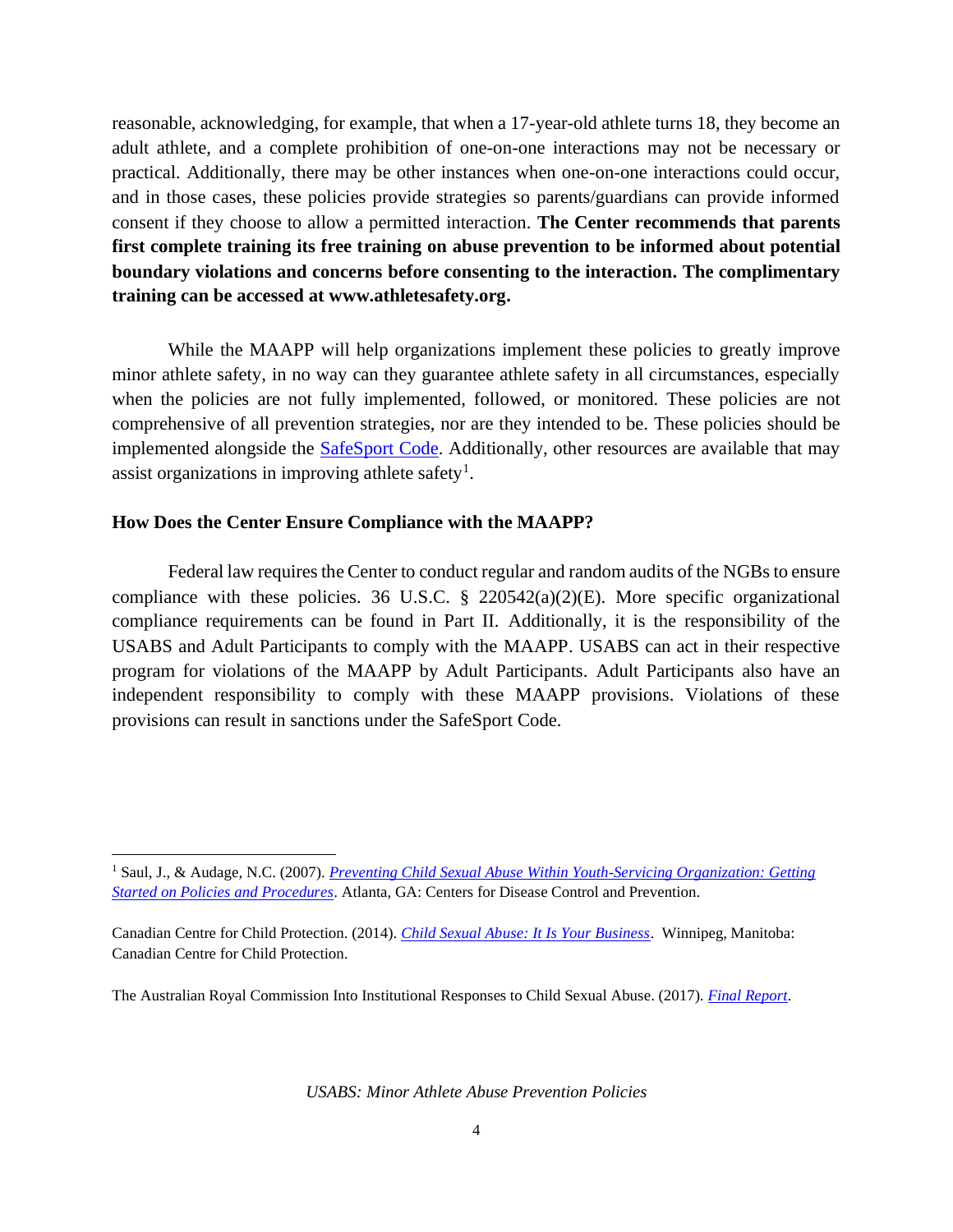reasonable, acknowledging, for example, that when a 17-year-old athlete turns 18, they become an adult athlete, and a complete prohibition of one-on-one interactions may not be necessary or practical. Additionally, there may be other instances when one-on-one interactions could occur, and in those cases, these policies provide strategies so parents/guardians can provide informed consent if they choose to allow a permitted interaction. **The Center recommends that parents first complete training its free training on abuse prevention to be informed about potential boundary violations and concerns before consenting to the interaction. The complimentary training can be accessed at www.athletesafety.org.**

While the MAAPP will help organizations implement these policies to greatly improve minor athlete safety, in no way can they guarantee athlete safety in all circumstances, especially when the policies are not fully implemented, followed, or monitored. These policies are not comprehensive of all prevention strategies, nor are they intended to be. These policies should be implemented alongside the [SafeSport Code](). Additionally, other resources are available that may assist organizations in improving athlete safety[1].

**How Does the Center Ensure Compliance with the MAAPP?**

Federal law requires the Center to conduct regular and random audits of the NGBs to ensure compliance with these policies. 36 U.S.C. § 220542(a)(2)(E). More specific organizational compliance requirements can be found in Part II. Additionally, it is the responsibility of the USABS and Adult Participants to comply with the MAAPP. USABS can act in their respective program for violations of the MAAPP by Adult Participants. Adult Participants also have an independent responsibility to comply with these MAAPP provisions. Violations of these provisions can result in sanctions under the SafeSport Code.

---

[1] Saul, J., & Audage, N.C. (2007). *[Preventing Child Sexual Abuse Within Youth-Servicing Organization: Getting Started on Policies and Procedures]()*. Atlanta, GA: Centers for Disease Control and Prevention.

Canadian Centre for Child Protection. (2014). *[Child Sexual Abuse: It Is Your Business]()*. Winnipeg, Manitoba: Canadian Centre for Child Protection.

The Australian Royal Commission Into Institutional Responses to Child Sexual Abuse. (2017). *[Final Report]()*.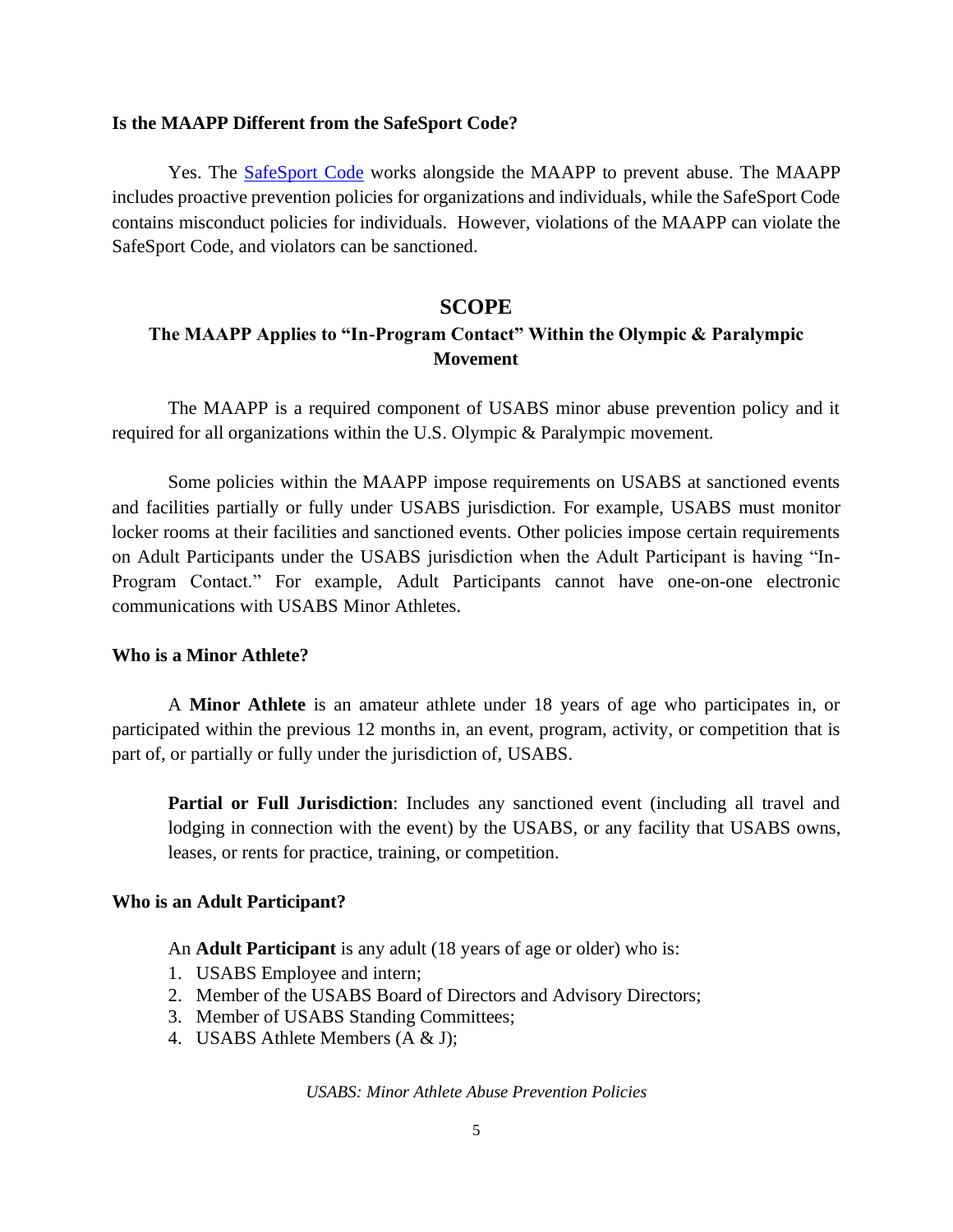**Is the MAAPP Different from the SafeSport Code?**

Yes. The [SafeSport Code](SafeSport Code) works alongside the MAAPP to prevent abuse. The MAAPP includes proactive prevention policies for organizations and individuals, while the SafeSport Code contains misconduct policies for individuals. However, violations of the MAAPP can violate the SafeSport Code, and violators can be sanctioned.

## SCOPE

### The MAAPP Applies to "In-Program Contact" Within the Olympic & Paralympic Movement

The MAAPP is a required component of USABS minor abuse prevention policy and it required for all organizations within the U.S. Olympic & Paralympic movement.

Some policies within the MAAPP impose requirements on USABS at sanctioned events and facilities partially or fully under USABS jurisdiction. For example, USABS must monitor locker rooms at their facilities and sanctioned events. Other policies impose certain requirements on Adult Participants under the USABS jurisdiction when the Adult Participant is having "In-Program Contact." For example, Adult Participants cannot have one-on-one electronic communications with USABS Minor Athletes.

**Who is a Minor Athlete?**

A **Minor Athlete** is an amateur athlete under 18 years of age who participates in, or participated within the previous 12 months in, an event, program, activity, or competition that is part of, or partially or fully under the jurisdiction of, USABS.

> **Partial or Full Jurisdiction**: Includes any sanctioned event (including all travel and lodging in connection with the event) by the USABS, or any facility that USABS owns, leases, or rents for practice, training, or competition.

**Who is an Adult Participant?**

An **Adult Participant** is any adult (18 years of age or older) who is:

1. USABS Employee and intern;
2. Member of the USABS Board of Directors and Advisory Directors;
3. Member of USABS Standing Committees;
4. USABS Athlete Members (A & J);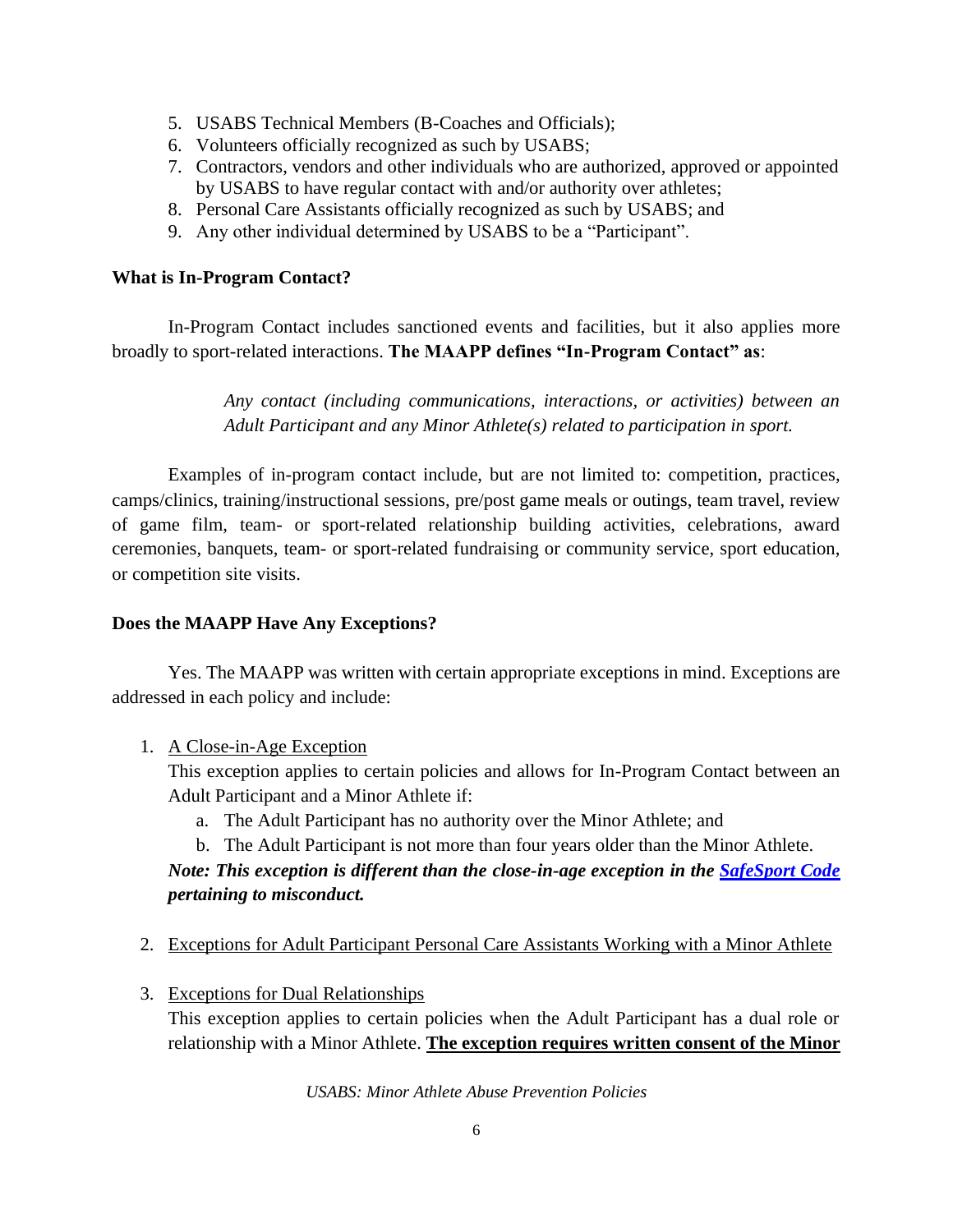5. USABS Technical Members (B-Coaches and Officials);
6. Volunteers officially recognized as such by USABS;
7. Contractors, vendors and other individuals who are authorized, approved or appointed by USABS to have regular contact with and/or authority over athletes;
8. Personal Care Assistants officially recognized as such by USABS; and
9. Any other individual determined by USABS to be a "Participant".

**What is In-Program Contact?**

In-Program Contact includes sanctioned events and facilities, but it also applies more broadly to sport-related interactions. **The MAAPP defines "In-Program Contact" as**:

> *Any contact (including communications, interactions, or activities) between an Adult Participant and any Minor Athlete(s) related to participation in sport.*

Examples of in-program contact include, but are not limited to: competition, practices, camps/clinics, training/instructional sessions, pre/post game meals or outings, team travel, review of game film, team- or sport-related relationship building activities, celebrations, award ceremonies, banquets, team- or sport-related fundraising or community service, sport education, or competition site visits.

**Does the MAAPP Have Any Exceptions?**

Yes. The MAAPP was written with certain appropriate exceptions in mind. Exceptions are addressed in each policy and include:

1. <u>A Close-in-Age Exception</u>
   This exception applies to certain policies and allows for In-Program Contact between an Adult Participant and a Minor Athlete if:
   a. The Adult Participant has no authority over the Minor Athlete; and
   b. The Adult Participant is not more than four years older than the Minor Athlete.

   ***Note: This exception is different than the close-in-age exception in the [SafeSport Code] pertaining to misconduct.***

2. <u>Exceptions for Adult Participant Personal Care Assistants Working with a Minor Athlete</u>

3. <u>Exceptions for Dual Relationships</u>
   This exception applies to certain policies when the Adult Participant has a dual role or relationship with a Minor Athlete. <u>**The exception requires written consent of the Minor**</u>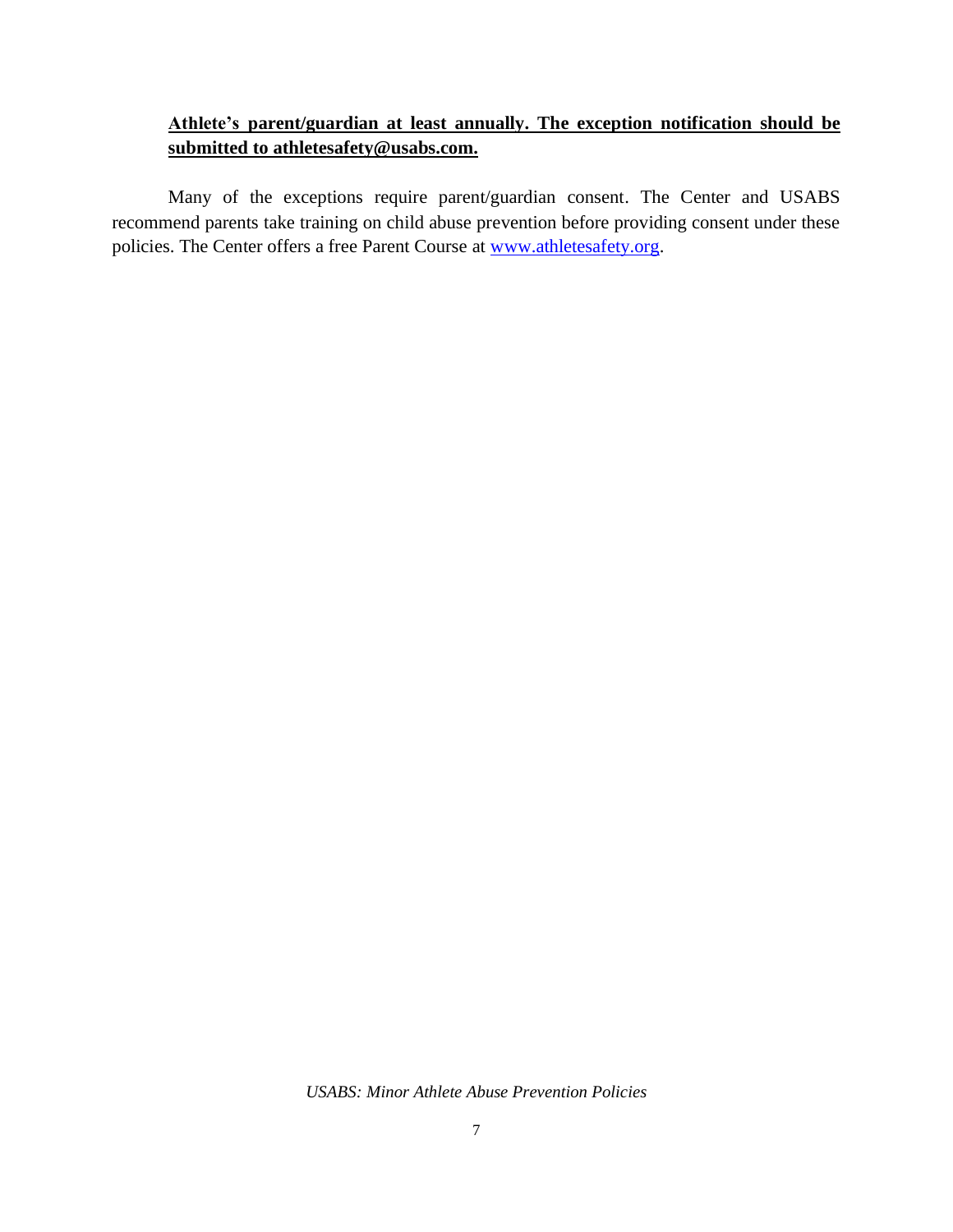**<u>Athlete's parent/guardian at least annually. The exception notification should be submitted to athletesafety@usabs.com.</u>**

Many of the exceptions require parent/guardian consent. The Center and USABS recommend parents take training on child abuse prevention before providing consent under these policies. The Center offers a free Parent Course at [www.athletesafety.org](http://www.athletesafety.org).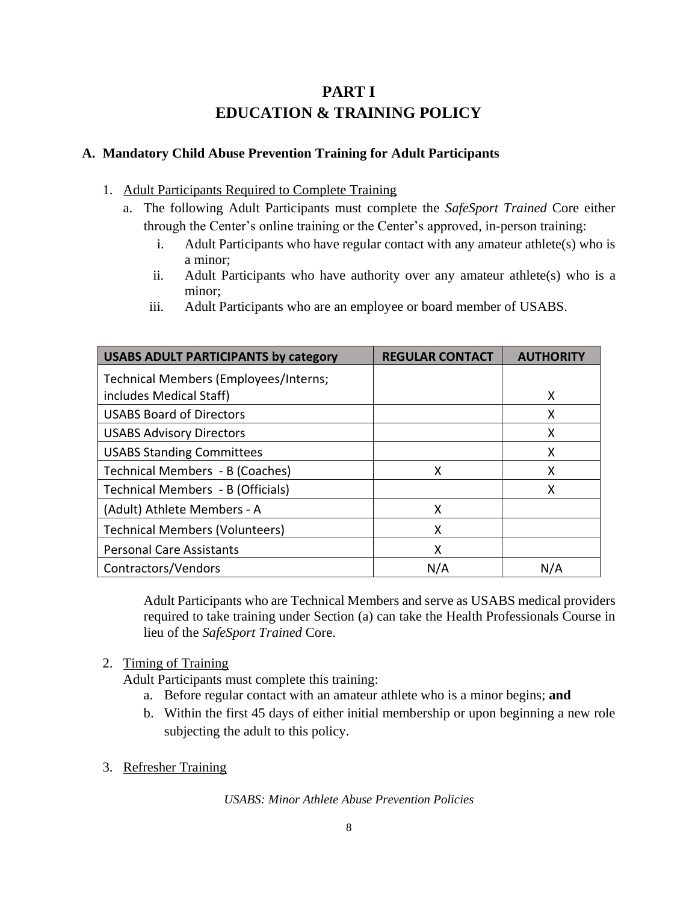# PART I
# EDUCATION & TRAINING POLICY

## A. Mandatory Child Abuse Prevention Training for Adult Participants

1. Adult Participants Required to Complete Training
   a. The following Adult Participants must complete the *SafeSport Trained* Core either through the Center's online training or the Center's approved, in-person training:
      i. Adult Participants who have regular contact with any amateur athlete(s) who is a minor;
      ii. Adult Participants who have authority over any amateur athlete(s) who is a minor;
      iii. Adult Participants who are an employee or board member of USABS.

| USABS ADULT PARTICIPANTS by category | REGULAR CONTACT | AUTHORITY |
|---|---|---|
| Technical Members (Employees/Interns; includes Medical Staff) | | X |
| USABS Board of Directors | | X |
| USABS Advisory Directors | | X |
| USABS Standing Committees | | X |
| Technical Members - B (Coaches) | X | X |
| Technical Members - B (Officials) | | X |
| (Adult) Athlete Members - A | X | |
| Technical Members (Volunteers) | X | |
| Personal Care Assistants | X | |
| Contractors/Vendors | N/A | N/A |

Adult Participants who are Technical Members and serve as USABS medical providers required to take training under Section (a) can take the Health Professionals Course in lieu of the *SafeSport Trained* Core.

2. Timing of Training
   Adult Participants must complete this training:
   a. Before regular contact with an amateur athlete who is a minor begins; **and**
   b. Within the first 45 days of either initial membership or upon beginning a new role subjecting the adult to this policy.

3. Refresher Training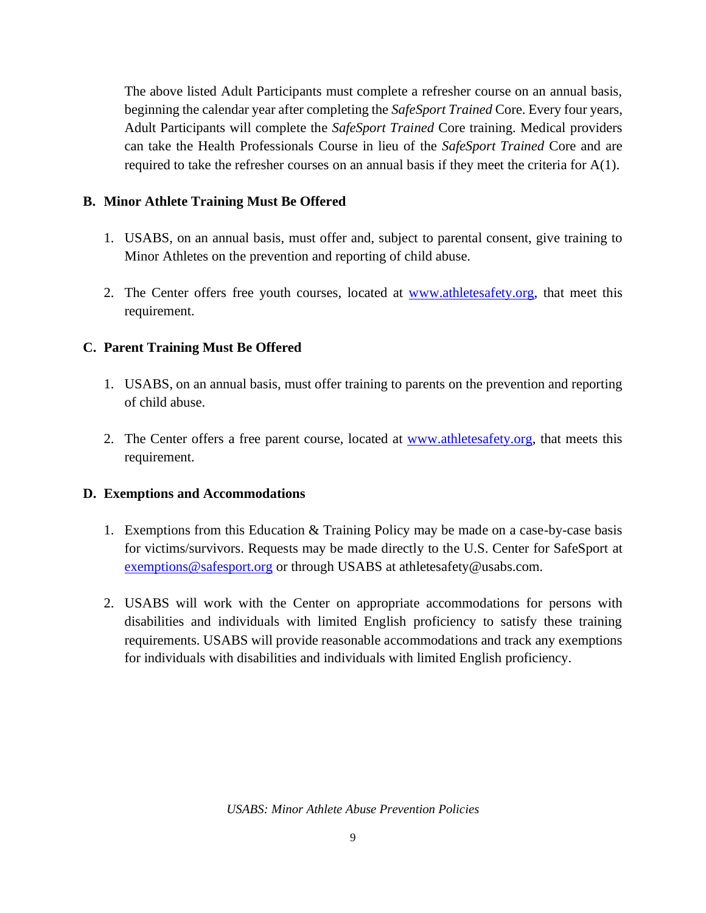The above listed Adult Participants must complete a refresher course on an annual basis, beginning the calendar year after completing the *SafeSport Trained* Core. Every four years, Adult Participants will complete the *SafeSport Trained* Core training. Medical providers can take the Health Professionals Course in lieu of the *SafeSport Trained* Core and are required to take the refresher courses on an annual basis if they meet the criteria for A(1).

### B. Minor Athlete Training Must Be Offered

1. USABS, on an annual basis, must offer and, subject to parental consent, give training to Minor Athletes on the prevention and reporting of child abuse.

2. The Center offers free youth courses, located at [www.athletesafety.org](http://www.athletesafety.org), that meet this requirement.

### C. Parent Training Must Be Offered

1. USABS, on an annual basis, must offer training to parents on the prevention and reporting of child abuse.

2. The Center offers a free parent course, located at [www.athletesafety.org](http://www.athletesafety.org), that meets this requirement.

### D. Exemptions and Accommodations

1. Exemptions from this Education & Training Policy may be made on a case-by-case basis for victims/survivors. Requests may be made directly to the U.S. Center for SafeSport at [exemptions@safesport.org](mailto:exemptions@safesport.org) or through USABS at athletesafety@usabs.com.

2. USABS will work with the Center on appropriate accommodations for persons with disabilities and individuals with limited English proficiency to satisfy these training requirements. USABS will provide reasonable accommodations and track any exemptions for individuals with disabilities and individuals with limited English proficiency.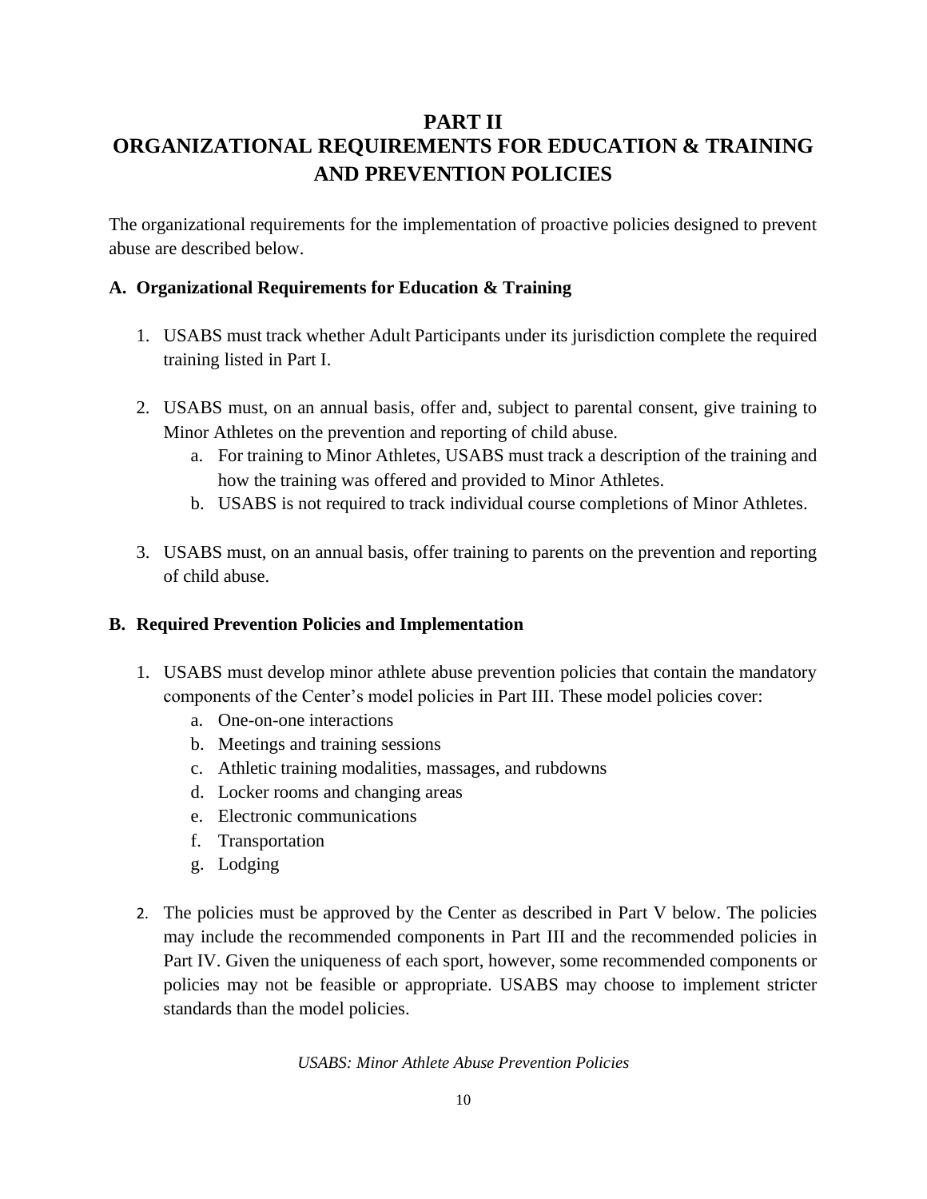# PART II
# ORGANIZATIONAL REQUIREMENTS FOR EDUCATION & TRAINING AND PREVENTION POLICIES

The organizational requirements for the implementation of proactive policies designed to prevent abuse are described below.

## A. Organizational Requirements for Education & Training

1. USABS must track whether Adult Participants under its jurisdiction complete the required training listed in Part I.

2. USABS must, on an annual basis, offer and, subject to parental consent, give training to Minor Athletes on the prevention and reporting of child abuse.
   a. For training to Minor Athletes, USABS must track a description of the training and how the training was offered and provided to Minor Athletes.
   b. USABS is not required to track individual course completions of Minor Athletes.

3. USABS must, on an annual basis, offer training to parents on the prevention and reporting of child abuse.

## B. Required Prevention Policies and Implementation

1. USABS must develop minor athlete abuse prevention policies that contain the mandatory components of the Center's model policies in Part III. These model policies cover:
   a. One-on-one interactions
   b. Meetings and training sessions
   c. Athletic training modalities, massages, and rubdowns
   d. Locker rooms and changing areas
   e. Electronic communications
   f. Transportation
   g. Lodging

2. The policies must be approved by the Center as described in Part V below. The policies may include the recommended components in Part III and the recommended policies in Part IV. Given the uniqueness of each sport, however, some recommended components or policies may not be feasible or appropriate. USABS may choose to implement stricter standards than the model policies.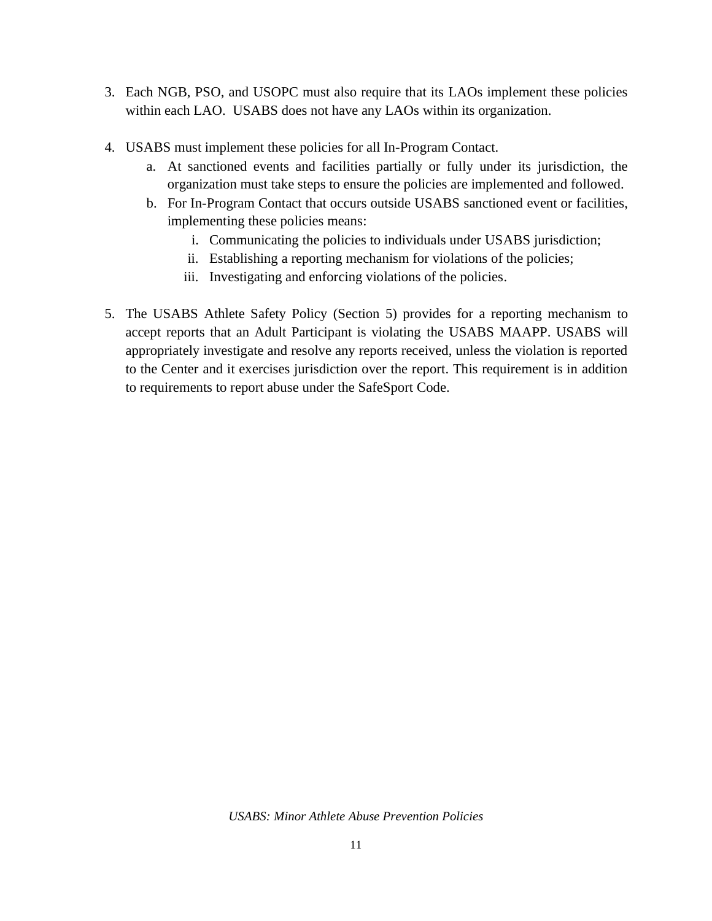3. Each NGB, PSO, and USOPC must also require that its LAOs implement these policies within each LAO. USABS does not have any LAOs within its organization.

4. USABS must implement these policies for all In-Program Contact.
   a. At sanctioned events and facilities partially or fully under its jurisdiction, the organization must take steps to ensure the policies are implemented and followed.
   b. For In-Program Contact that occurs outside USABS sanctioned event or facilities, implementing these policies means:
      i. Communicating the policies to individuals under USABS jurisdiction;
      ii. Establishing a reporting mechanism for violations of the policies;
      iii. Investigating and enforcing violations of the policies.

5. The USABS Athlete Safety Policy (Section 5) provides for a reporting mechanism to accept reports that an Adult Participant is violating the USABS MAAPP. USABS will appropriately investigate and resolve any reports received, unless the violation is reported to the Center and it exercises jurisdiction over the report. This requirement is in addition to requirements to report abuse under the SafeSport Code.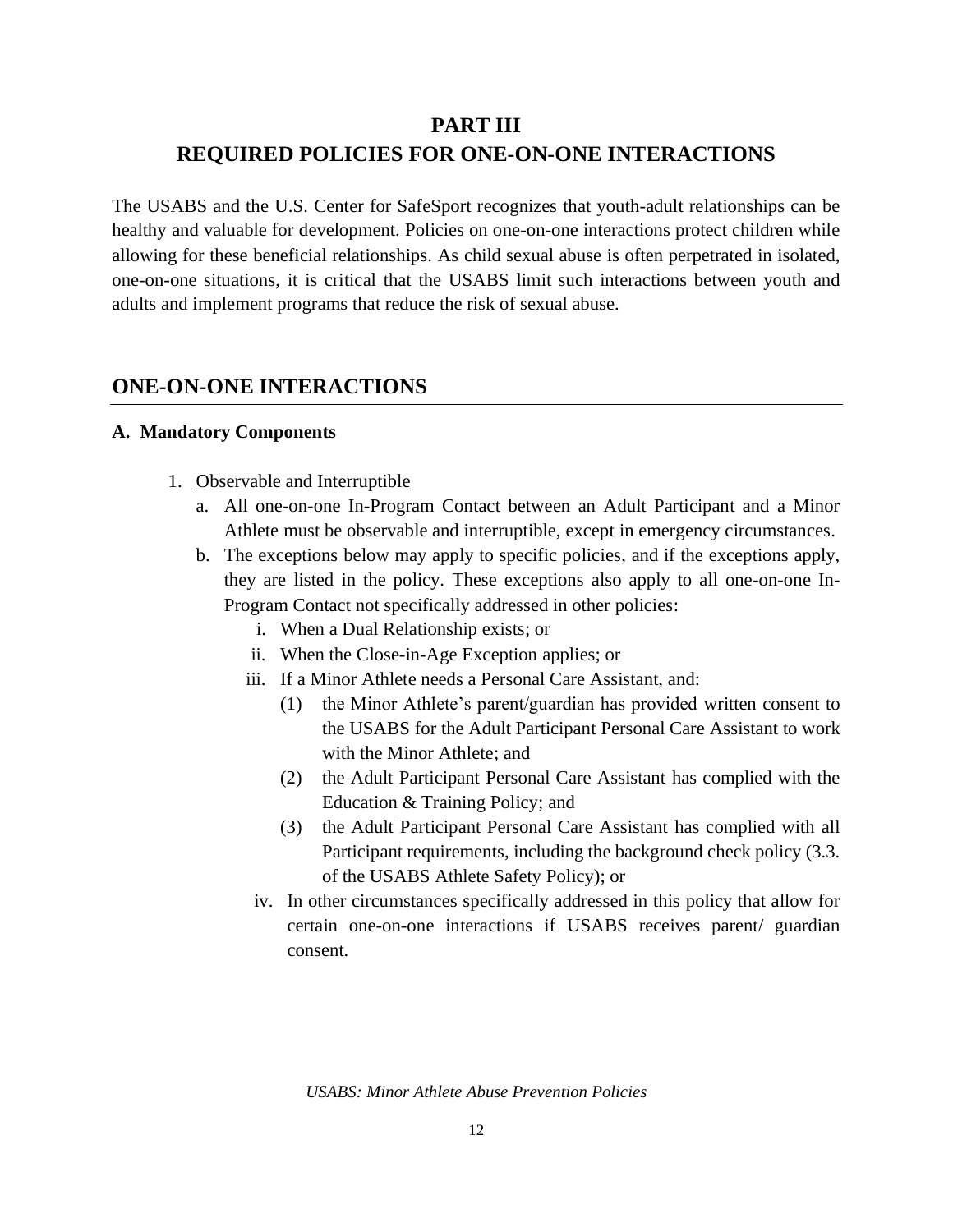# PART III
# REQUIRED POLICIES FOR ONE-ON-ONE INTERACTIONS

The USABS and the U.S. Center for SafeSport recognizes that youth-adult relationships can be healthy and valuable for development. Policies on one-on-one interactions protect children while allowing for these beneficial relationships. As child sexual abuse is often perpetrated in isolated, one-on-one situations, it is critical that the USABS limit such interactions between youth and adults and implement programs that reduce the risk of sexual abuse.

## ONE-ON-ONE INTERACTIONS

### A. Mandatory Components

1. Observable and Interruptible
   a. All one-on-one In-Program Contact between an Adult Participant and a Minor Athlete must be observable and interruptible, except in emergency circumstances.
   b. The exceptions below may apply to specific policies, and if the exceptions apply, they are listed in the policy. These exceptions also apply to all one-on-one In-Program Contact not specifically addressed in other policies:
      i. When a Dual Relationship exists; or
      ii. When the Close-in-Age Exception applies; or
      iii. If a Minor Athlete needs a Personal Care Assistant, and:
         (1) the Minor Athlete's parent/guardian has provided written consent to the USABS for the Adult Participant Personal Care Assistant to work with the Minor Athlete; and
         (2) the Adult Participant Personal Care Assistant has complied with the Education & Training Policy; and
         (3) the Adult Participant Personal Care Assistant has complied with all Participant requirements, including the background check policy (3.3. of the USABS Athlete Safety Policy); or
      iv. In other circumstances specifically addressed in this policy that allow for certain one-on-one interactions if USABS receives parent/ guardian consent.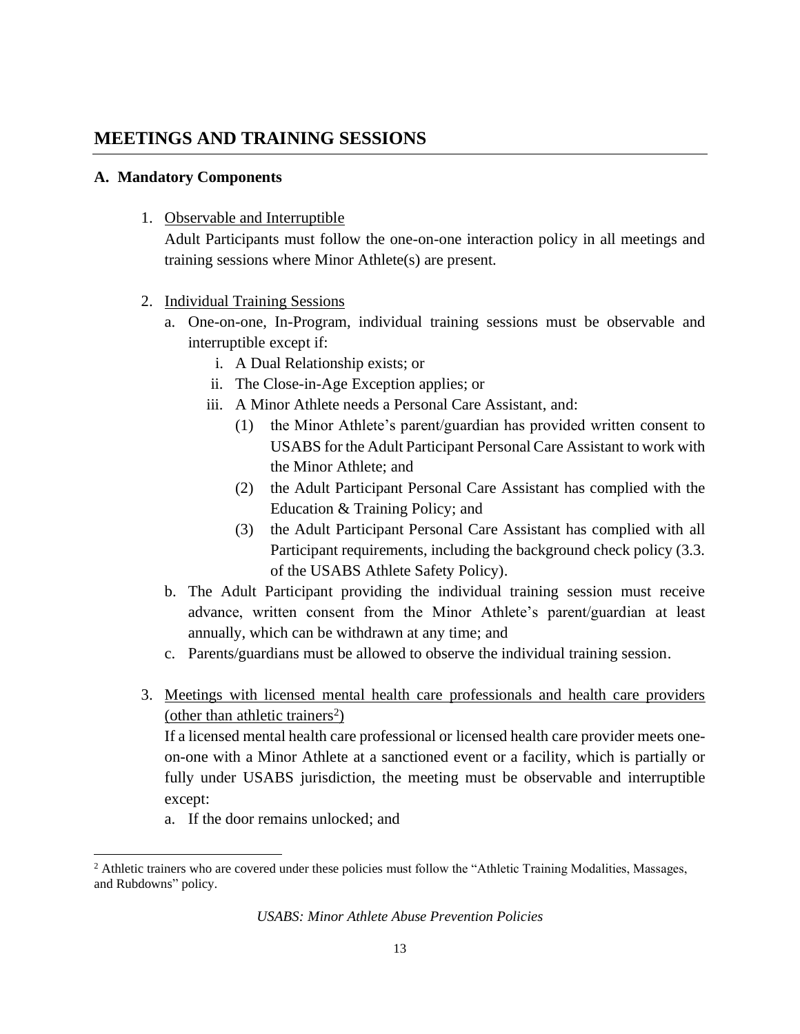## MEETINGS AND TRAINING SESSIONS

### A. Mandatory Components

1. Observable and Interruptible

   Adult Participants must follow the one-on-one interaction policy in all meetings and training sessions where Minor Athlete(s) are present.

2. Individual Training Sessions
   a. One-on-one, In-Program, individual training sessions must be observable and interruptible except if:
      i. A Dual Relationship exists; or
      ii. The Close-in-Age Exception applies; or
      iii. A Minor Athlete needs a Personal Care Assistant, and:
         (1) the Minor Athlete's parent/guardian has provided written consent to USABS for the Adult Participant Personal Care Assistant to work with the Minor Athlete; and
         (2) the Adult Participant Personal Care Assistant has complied with the Education & Training Policy; and
         (3) the Adult Participant Personal Care Assistant has complied with all Participant requirements, including the background check policy (3.3. of the USABS Athlete Safety Policy).
   b. The Adult Participant providing the individual training session must receive advance, written consent from the Minor Athlete's parent/guardian at least annually, which can be withdrawn at any time; and
   c. Parents/guardians must be allowed to observe the individual training session.

3. Meetings with licensed mental health care professionals and health care providers (other than athletic trainers[2])

   If a licensed mental health care professional or licensed health care provider meets one-on-one with a Minor Athlete at a sanctioned event or a facility, which is partially or fully under USABS jurisdiction, the meeting must be observable and interruptible except:
   a. If the door remains unlocked; and

[2] Athletic trainers who are covered under these policies must follow the "Athletic Training Modalities, Massages, and Rubdowns" policy.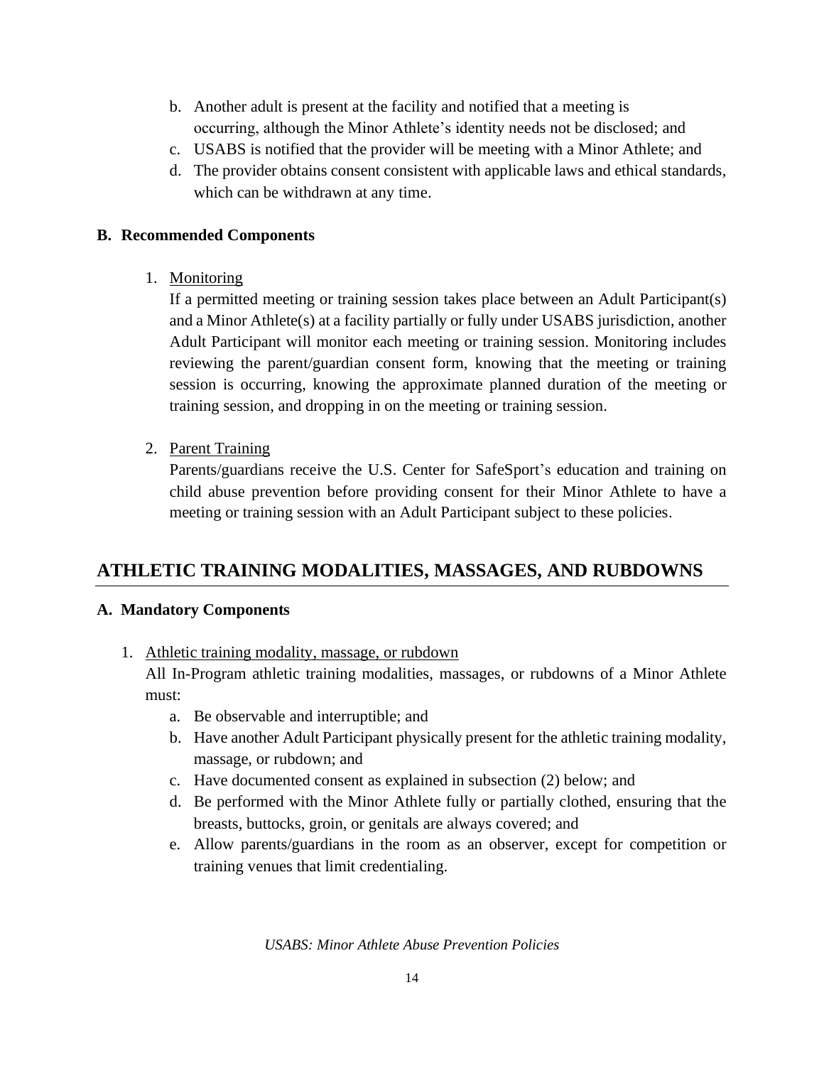b. Another adult is present at the facility and notified that a meeting is occurring, although the Minor Athlete's identity needs not be disclosed; and
c. USABS is notified that the provider will be meeting with a Minor Athlete; and
d. The provider obtains consent consistent with applicable laws and ethical standards, which can be withdrawn at any time.

**B. Recommended Components**

1. <u>Monitoring</u>
   If a permitted meeting or training session takes place between an Adult Participant(s) and a Minor Athlete(s) at a facility partially or fully under USABS jurisdiction, another Adult Participant will monitor each meeting or training session. Monitoring includes reviewing the parent/guardian consent form, knowing that the meeting or training session is occurring, knowing the approximate planned duration of the meeting or training session, and dropping in on the meeting or training session.

2. <u>Parent Training</u>
   Parents/guardians receive the U.S. Center for SafeSport's education and training on child abuse prevention before providing consent for their Minor Athlete to have a meeting or training session with an Adult Participant subject to these policies.

## ATHLETIC TRAINING MODALITIES, MASSAGES, AND RUBDOWNS

**A. Mandatory Components**

1. <u>Athletic training modality, massage, or rubdown</u>
   All In-Program athletic training modalities, massages, or rubdowns of a Minor Athlete must:
   a. Be observable and interruptible; and
   b. Have another Adult Participant physically present for the athletic training modality, massage, or rubdown; and
   c. Have documented consent as explained in subsection (2) below; and
   d. Be performed with the Minor Athlete fully or partially clothed, ensuring that the breasts, buttocks, groin, or genitals are always covered; and
   e. Allow parents/guardians in the room as an observer, except for competition or training venues that limit credentialing.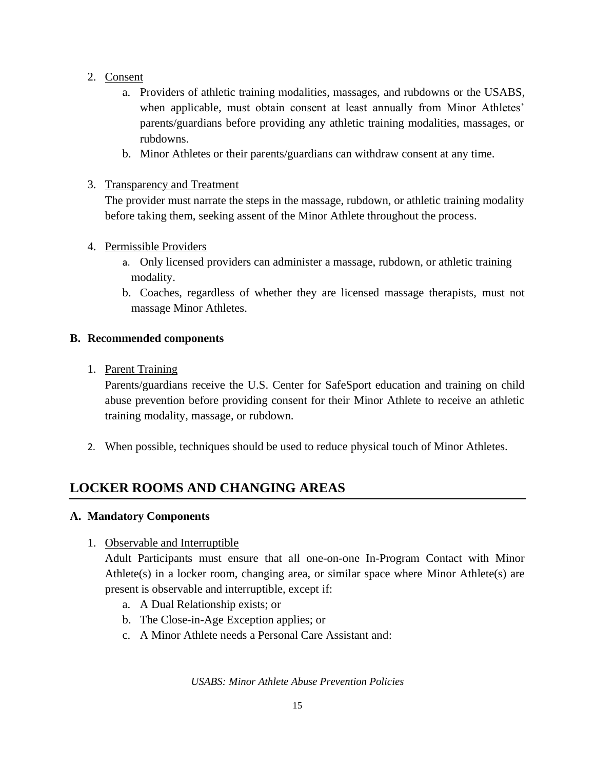2. Consent
   a. Providers of athletic training modalities, massages, and rubdowns or the USABS, when applicable, must obtain consent at least annually from Minor Athletes' parents/guardians before providing any athletic training modalities, massages, or rubdowns.
   b. Minor Athletes or their parents/guardians can withdraw consent at any time.

3. Transparency and Treatment
   The provider must narrate the steps in the massage, rubdown, or athletic training modality before taking them, seeking assent of the Minor Athlete throughout the process.

4. Permissible Providers
   a. Only licensed providers can administer a massage, rubdown, or athletic training modality.
   b. Coaches, regardless of whether they are licensed massage therapists, must not massage Minor Athletes.

**B. Recommended components**

1. Parent Training
   Parents/guardians receive the U.S. Center for SafeSport education and training on child abuse prevention before providing consent for their Minor Athlete to receive an athletic training modality, massage, or rubdown.

2. When possible, techniques should be used to reduce physical touch of Minor Athletes.

## LOCKER ROOMS AND CHANGING AREAS

**A. Mandatory Components**

1. Observable and Interruptible
   Adult Participants must ensure that all one-on-one In-Program Contact with Minor Athlete(s) in a locker room, changing area, or similar space where Minor Athlete(s) are present is observable and interruptible, except if:
   a. A Dual Relationship exists; or
   b. The Close-in-Age Exception applies; or
   c. A Minor Athlete needs a Personal Care Assistant and: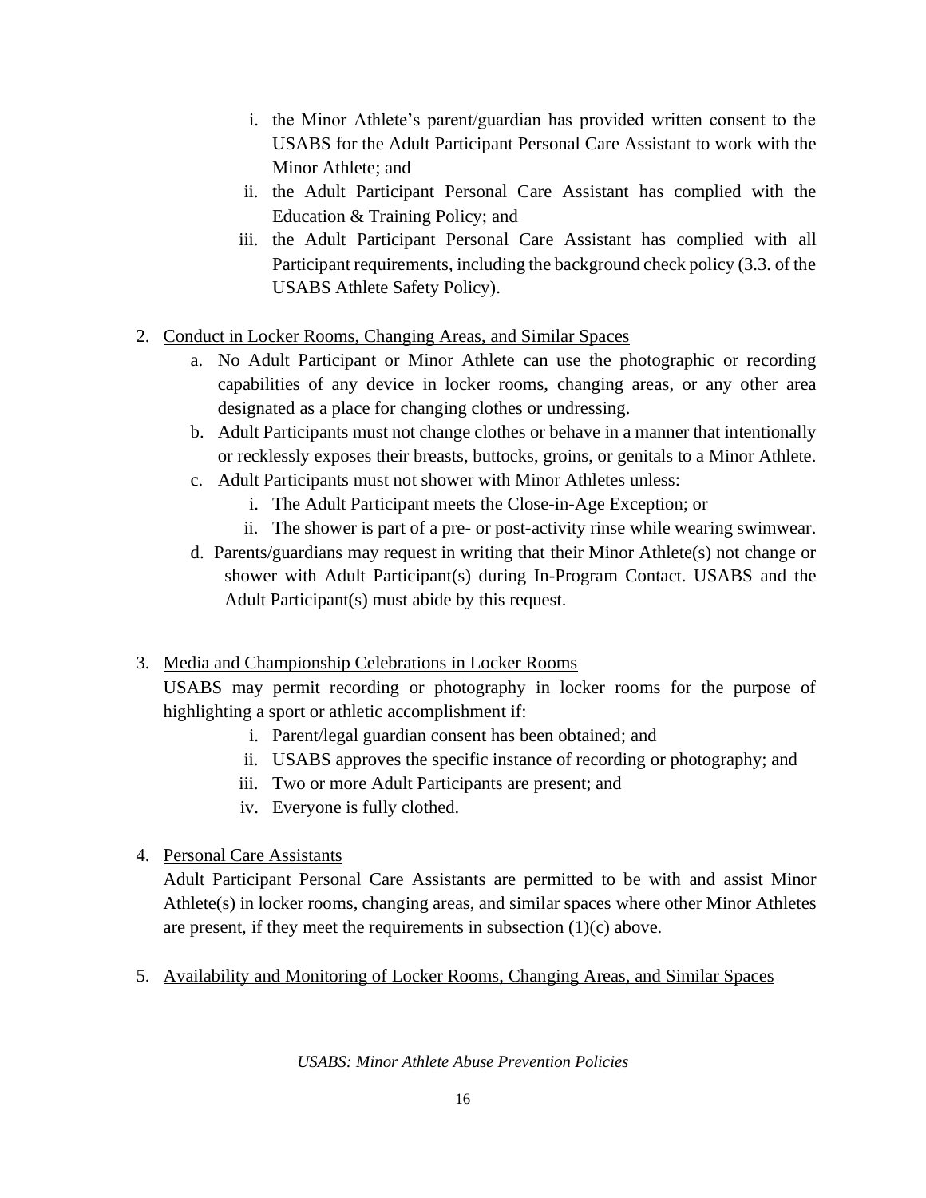i. the Minor Athlete's parent/guardian has provided written consent to the USABS for the Adult Participant Personal Care Assistant to work with the Minor Athlete; and
ii. the Adult Participant Personal Care Assistant has complied with the Education & Training Policy; and
iii. the Adult Participant Personal Care Assistant has complied with all Participant requirements, including the background check policy (3.3. of the USABS Athlete Safety Policy).

2. <u>Conduct in Locker Rooms, Changing Areas, and Similar Spaces</u>
   a. No Adult Participant or Minor Athlete can use the photographic or recording capabilities of any device in locker rooms, changing areas, or any other area designated as a place for changing clothes or undressing.
   b. Adult Participants must not change clothes or behave in a manner that intentionally or recklessly exposes their breasts, buttocks, groins, or genitals to a Minor Athlete.
   c. Adult Participants must not shower with Minor Athletes unless:
      i. The Adult Participant meets the Close-in-Age Exception; or
      ii. The shower is part of a pre- or post-activity rinse while wearing swimwear.
   d. Parents/guardians may request in writing that their Minor Athlete(s) not change or shower with Adult Participant(s) during In-Program Contact. USABS and the Adult Participant(s) must abide by this request.

3. <u>Media and Championship Celebrations in Locker Rooms</u>
   USABS may permit recording or photography in locker rooms for the purpose of highlighting a sport or athletic accomplishment if:
      i. Parent/legal guardian consent has been obtained; and
      ii. USABS approves the specific instance of recording or photography; and
      iii. Two or more Adult Participants are present; and
      iv. Everyone is fully clothed.

4. <u>Personal Care Assistants</u>
   Adult Participant Personal Care Assistants are permitted to be with and assist Minor Athlete(s) in locker rooms, changing areas, and similar spaces where other Minor Athletes are present, if they meet the requirements in subsection (1)(c) above.

5. <u>Availability and Monitoring of Locker Rooms, Changing Areas, and Similar Spaces</u>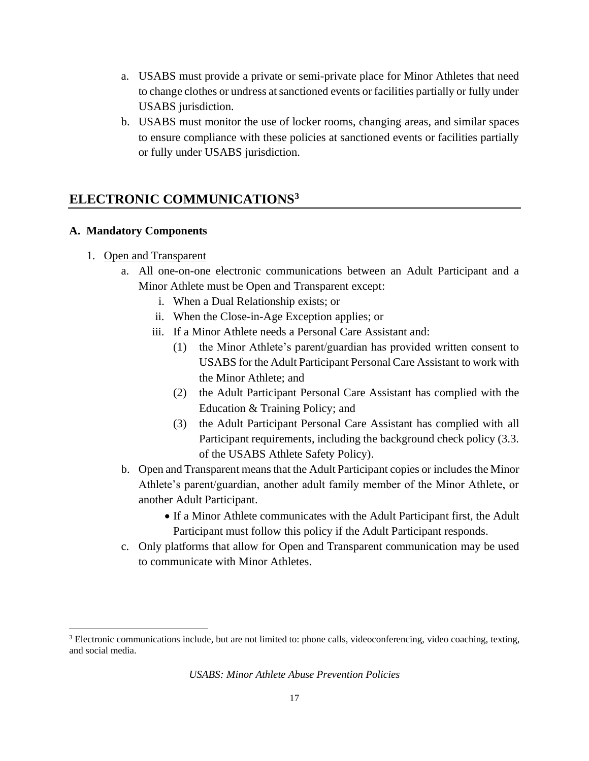a. USABS must provide a private or semi-private place for Minor Athletes that need to change clothes or undress at sanctioned events or facilities partially or fully under USABS jurisdiction.
b. USABS must monitor the use of locker rooms, changing areas, and similar spaces to ensure compliance with these policies at sanctioned events or facilities partially or fully under USABS jurisdiction.

## ELECTRONIC COMMUNICATIONS[3]

### A. Mandatory Components

1. Open and Transparent
   a. All one-on-one electronic communications between an Adult Participant and a Minor Athlete must be Open and Transparent except:
      i. When a Dual Relationship exists; or
      ii. When the Close-in-Age Exception applies; or
      iii. If a Minor Athlete needs a Personal Care Assistant and:
         (1) the Minor Athlete's parent/guardian has provided written consent to USABS for the Adult Participant Personal Care Assistant to work with the Minor Athlete; and
         (2) the Adult Participant Personal Care Assistant has complied with the Education & Training Policy; and
         (3) the Adult Participant Personal Care Assistant has complied with all Participant requirements, including the background check policy (3.3. of the USABS Athlete Safety Policy).
   b. Open and Transparent means that the Adult Participant copies or includes the Minor Athlete's parent/guardian, another adult family member of the Minor Athlete, or another Adult Participant.
      - If a Minor Athlete communicates with the Adult Participant first, the Adult Participant must follow this policy if the Adult Participant responds.
   c. Only platforms that allow for Open and Transparent communication may be used to communicate with Minor Athletes.

[3] Electronic communications include, but are not limited to: phone calls, videoconferencing, video coaching, texting, and social media.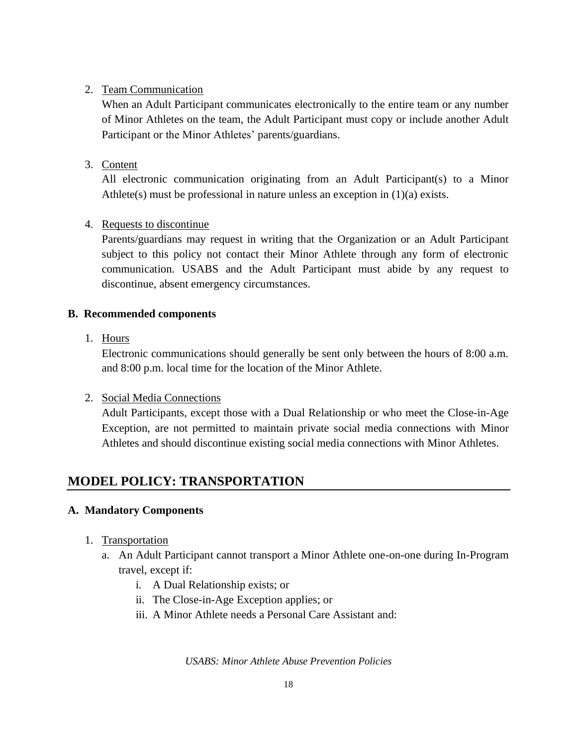2. <u>Team Communication</u>

   When an Adult Participant communicates electronically to the entire team or any number of Minor Athletes on the team, the Adult Participant must copy or include another Adult Participant or the Minor Athletes' parents/guardians.

3. <u>Content</u>

   All electronic communication originating from an Adult Participant(s) to a Minor Athlete(s) must be professional in nature unless an exception in (1)(a) exists.

4. <u>Requests to discontinue</u>

   Parents/guardians may request in writing that the Organization or an Adult Participant subject to this policy not contact their Minor Athlete through any form of electronic communication. USABS and the Adult Participant must abide by any request to discontinue, absent emergency circumstances.

### B. Recommended components

1. <u>Hours</u>

   Electronic communications should generally be sent only between the hours of 8:00 a.m. and 8:00 p.m. local time for the location of the Minor Athlete.

2. <u>Social Media Connections</u>

   Adult Participants, except those with a Dual Relationship or who meet the Close-in-Age Exception, are not permitted to maintain private social media connections with Minor Athletes and should discontinue existing social media connections with Minor Athletes.

## MODEL POLICY: TRANSPORTATION

### A. Mandatory Components

1. <u>Transportation</u>
   a. An Adult Participant cannot transport a Minor Athlete one-on-one during In-Program travel, except if:
      i. A Dual Relationship exists; or
      ii. The Close-in-Age Exception applies; or
      iii. A Minor Athlete needs a Personal Care Assistant and: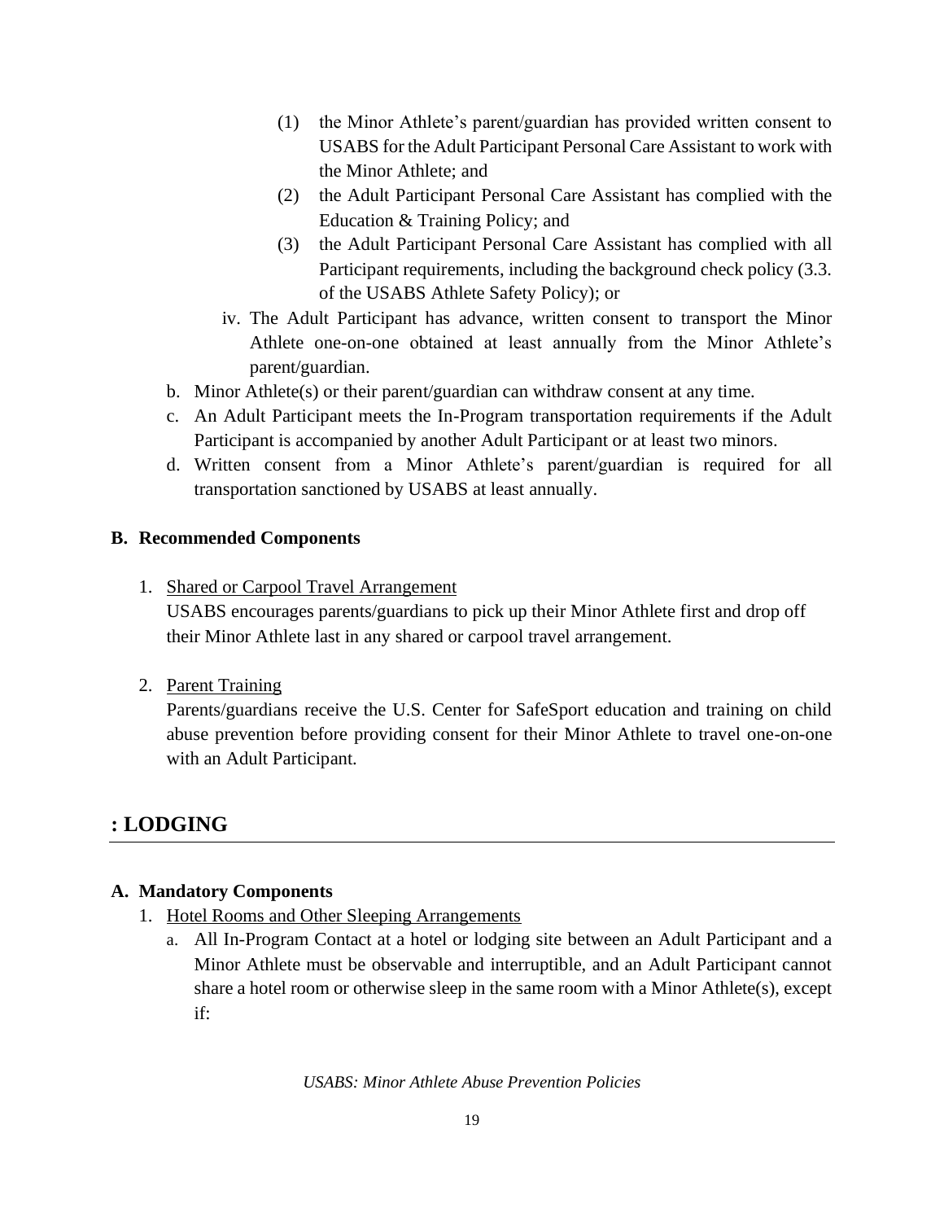(1) the Minor Athlete's parent/guardian has provided written consent to USABS for the Adult Participant Personal Care Assistant to work with the Minor Athlete; and

(2) the Adult Participant Personal Care Assistant has complied with the Education & Training Policy; and

(3) the Adult Participant Personal Care Assistant has complied with all Participant requirements, including the background check policy (3.3. of the USABS Athlete Safety Policy); or

iv. The Adult Participant has advance, written consent to transport the Minor Athlete one-on-one obtained at least annually from the Minor Athlete's parent/guardian.

b. Minor Athlete(s) or their parent/guardian can withdraw consent at any time.

c. An Adult Participant meets the In-Program transportation requirements if the Adult Participant is accompanied by another Adult Participant or at least two minors.

d. Written consent from a Minor Athlete's parent/guardian is required for all transportation sanctioned by USABS at least annually.

### B. Recommended Components

1. Shared or Carpool Travel Arrangement

   USABS encourages parents/guardians to pick up their Minor Athlete first and drop off their Minor Athlete last in any shared or carpool travel arrangement.

2. Parent Training

   Parents/guardians receive the U.S. Center for SafeSport education and training on child abuse prevention before providing consent for their Minor Athlete to travel one-on-one with an Adult Participant.

## : LODGING

### A. Mandatory Components

1. Hotel Rooms and Other Sleeping Arrangements

   a. All In-Program Contact at a hotel or lodging site between an Adult Participant and a Minor Athlete must be observable and interruptible, and an Adult Participant cannot share a hotel room or otherwise sleep in the same room with a Minor Athlete(s), except if: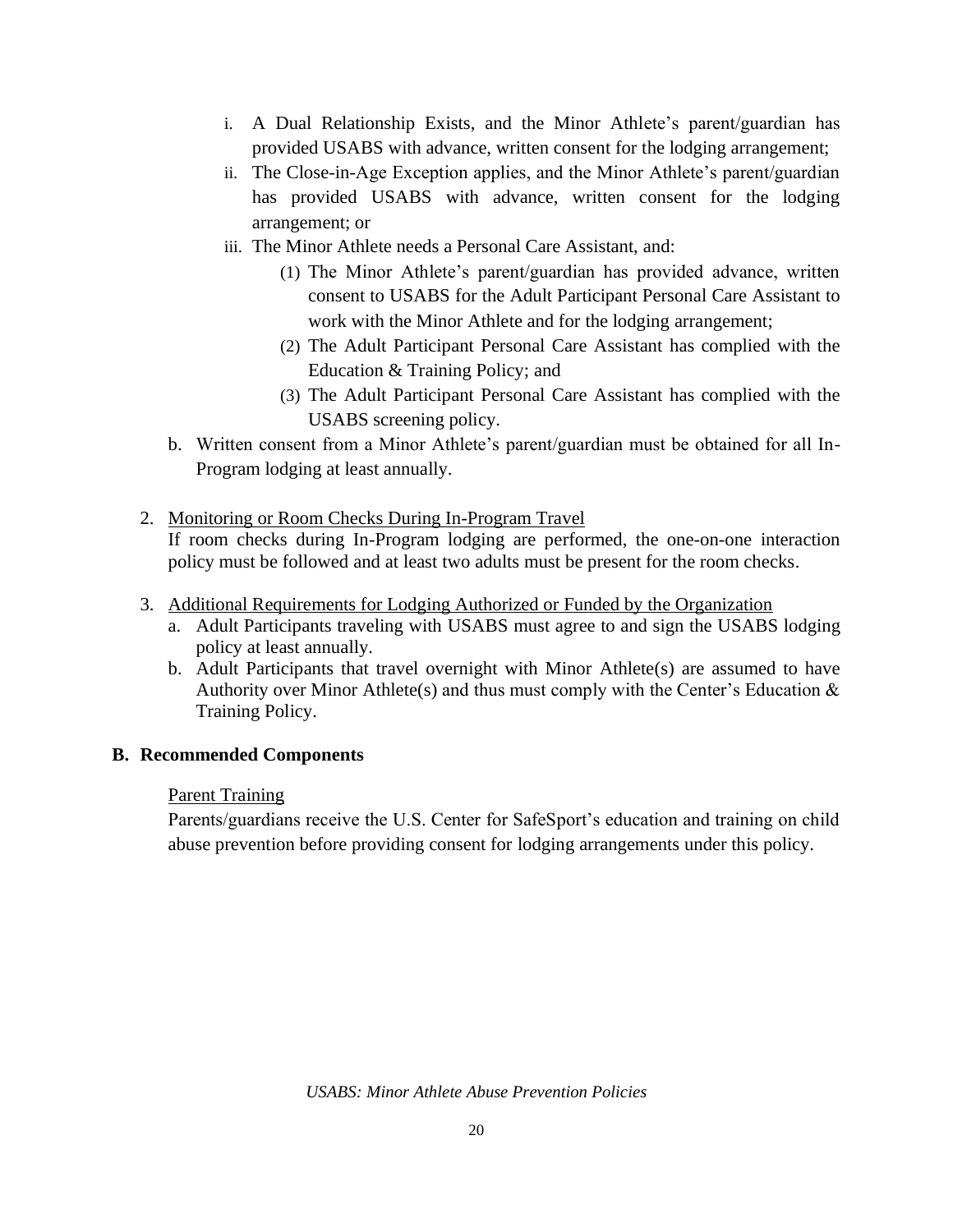i. A Dual Relationship Exists, and the Minor Athlete's parent/guardian has provided USABS with advance, written consent for the lodging arrangement;
  ii. The Close-in-Age Exception applies, and the Minor Athlete's parent/guardian has provided USABS with advance, written consent for the lodging arrangement; or
  iii. The Minor Athlete needs a Personal Care Assistant, and:
     (1) The Minor Athlete's parent/guardian has provided advance, written consent to USABS for the Adult Participant Personal Care Assistant to work with the Minor Athlete and for the lodging arrangement;
     (2) The Adult Participant Personal Care Assistant has complied with the Education & Training Policy; and
     (3) The Adult Participant Personal Care Assistant has complied with the USABS screening policy.

b. Written consent from a Minor Athlete's parent/guardian must be obtained for all In-Program lodging at least annually.

2. <u>Monitoring or Room Checks During In-Program Travel</u>

   If room checks during In-Program lodging are performed, the one-on-one interaction policy must be followed and at least two adults must be present for the room checks.

3. <u>Additional Requirements for Lodging Authorized or Funded by the Organization</u>
   a. Adult Participants traveling with USABS must agree to and sign the USABS lodging policy at least annually.
   b. Adult Participants that travel overnight with Minor Athlete(s) are assumed to have Authority over Minor Athlete(s) and thus must comply with the Center's Education & Training Policy.

**B. Recommended Components**

<u>Parent Training</u>

Parents/guardians receive the U.S. Center for SafeSport's education and training on child abuse prevention before providing consent for lodging arrangements under this policy.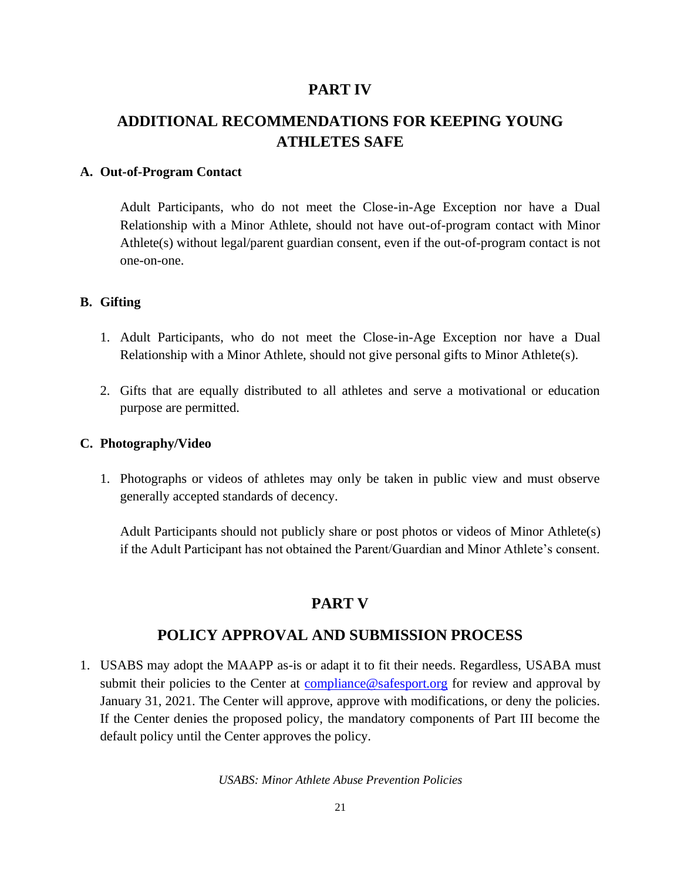# PART IV

## ADDITIONAL RECOMMENDATIONS FOR KEEPING YOUNG ATHLETES SAFE

### A. Out-of-Program Contact

Adult Participants, who do not meet the Close-in-Age Exception nor have a Dual Relationship with a Minor Athlete, should not have out-of-program contact with Minor Athlete(s) without legal/parent guardian consent, even if the out-of-program contact is not one-on-one.

### B. Gifting

1. Adult Participants, who do not meet the Close-in-Age Exception nor have a Dual Relationship with a Minor Athlete, should not give personal gifts to Minor Athlete(s).

2. Gifts that are equally distributed to all athletes and serve a motivational or education purpose are permitted.

### C. Photography/Video

1. Photographs or videos of athletes may only be taken in public view and must observe generally accepted standards of decency.

   Adult Participants should not publicly share or post photos or videos of Minor Athlete(s) if the Adult Participant has not obtained the Parent/Guardian and Minor Athlete's consent.

# PART V

## POLICY APPROVAL AND SUBMISSION PROCESS

1. USABS may adopt the MAAPP as-is or adapt it to fit their needs. Regardless, USABA must submit their policies to the Center at [compliance@safesport.org](mailto:compliance@safesport.org) for review and approval by January 31, 2021. The Center will approve, approve with modifications, or deny the policies. If the Center denies the proposed policy, the mandatory components of Part III become the default policy until the Center approves the policy.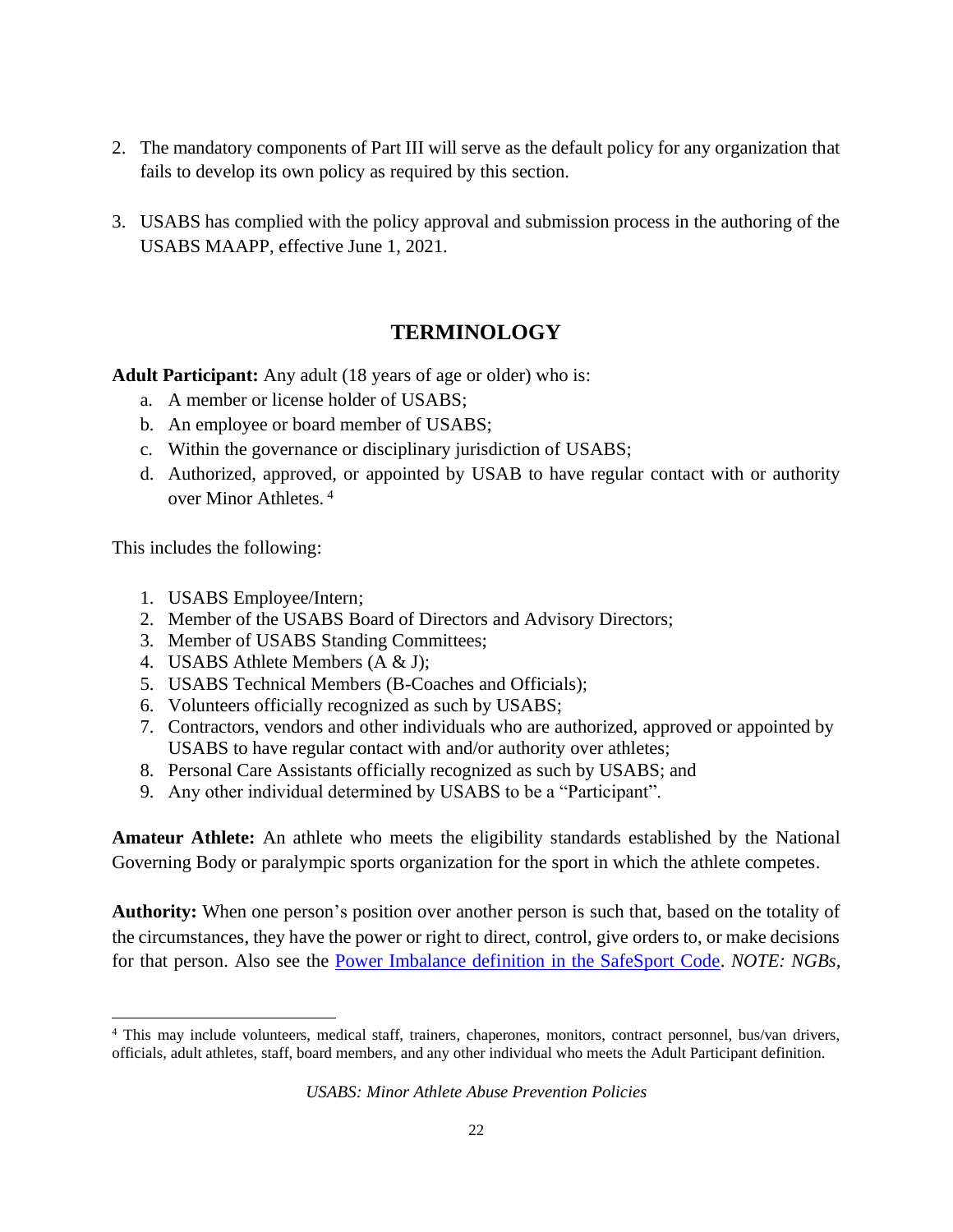2. The mandatory components of Part III will serve as the default policy for any organization that fails to develop its own policy as required by this section.

3. USABS has complied with the policy approval and submission process in the authoring of the USABS MAAPP, effective June 1, 2021.

## TERMINOLOGY

**Adult Participant:** Any adult (18 years of age or older) who is:

a. A member or license holder of USABS;
b. An employee or board member of USABS;
c. Within the governance or disciplinary jurisdiction of USABS;
d. Authorized, approved, or appointed by USAB to have regular contact with or authority over Minor Athletes. [4]

This includes the following:

1. USABS Employee/Intern;
2. Member of the USABS Board of Directors and Advisory Directors;
3. Member of USABS Standing Committees;
4. USABS Athlete Members (A & J);
5. USABS Technical Members (B-Coaches and Officials);
6. Volunteers officially recognized as such by USABS;
7. Contractors, vendors and other individuals who are authorized, approved or appointed by USABS to have regular contact with and/or authority over athletes;
8. Personal Care Assistants officially recognized as such by USABS; and
9. Any other individual determined by USABS to be a "Participant".

**Amateur Athlete:** An athlete who meets the eligibility standards established by the National Governing Body or paralympic sports organization for the sport in which the athlete competes.

**Authority:** When one person's position over another person is such that, based on the totality of the circumstances, they have the power or right to direct, control, give orders to, or make decisions for that person. Also see the [Power Imbalance definition in the SafeSport Code](). *NOTE: NGBs,*

[4] This may include volunteers, medical staff, trainers, chaperones, monitors, contract personnel, bus/van drivers, officials, adult athletes, staff, board members, and any other individual who meets the Adult Participant definition.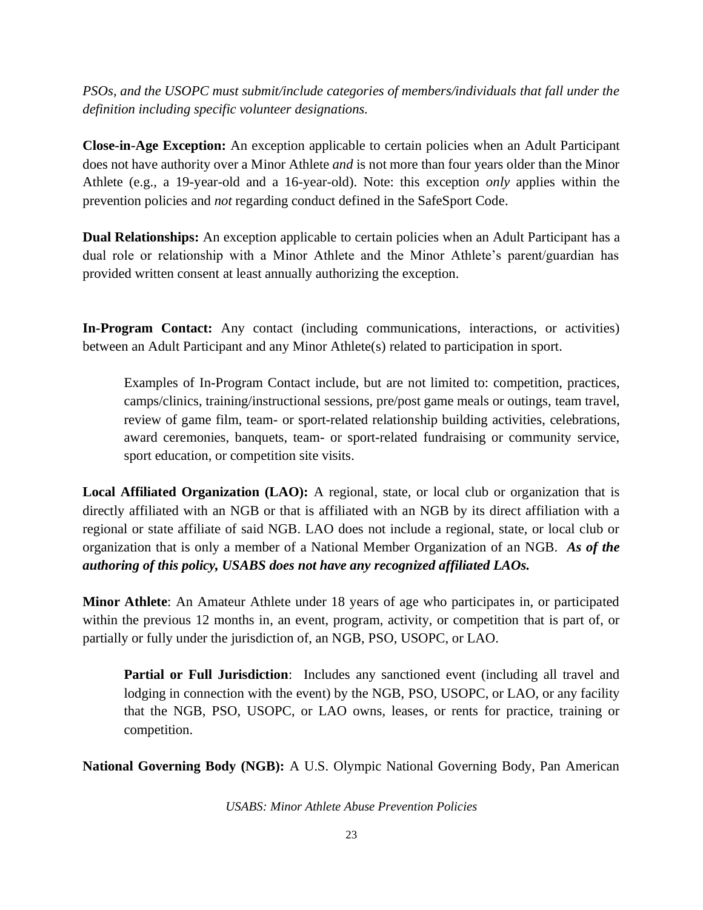*PSOs, and the USOPC must submit/include categories of members/individuals that fall under the definition including specific volunteer designations.*

**Close-in-Age Exception:** An exception applicable to certain policies when an Adult Participant does not have authority over a Minor Athlete *and* is not more than four years older than the Minor Athlete (e.g., a 19-year-old and a 16-year-old). Note: this exception *only* applies within the prevention policies and *not* regarding conduct defined in the SafeSport Code.

**Dual Relationships:** An exception applicable to certain policies when an Adult Participant has a dual role or relationship with a Minor Athlete and the Minor Athlete's parent/guardian has provided written consent at least annually authorizing the exception.

**In-Program Contact:** Any contact (including communications, interactions, or activities) between an Adult Participant and any Minor Athlete(s) related to participation in sport.

> Examples of In-Program Contact include, but are not limited to: competition, practices, camps/clinics, training/instructional sessions, pre/post game meals or outings, team travel, review of game film, team- or sport-related relationship building activities, celebrations, award ceremonies, banquets, team- or sport-related fundraising or community service, sport education, or competition site visits.

**Local Affiliated Organization (LAO):** A regional, state, or local club or organization that is directly affiliated with an NGB or that is affiliated with an NGB by its direct affiliation with a regional or state affiliate of said NGB. LAO does not include a regional, state, or local club or organization that is only a member of a National Member Organization of an NGB. ***As of the authoring of this policy, USABS does not have any recognized affiliated LAOs.***

**Minor Athlete**: An Amateur Athlete under 18 years of age who participates in, or participated within the previous 12 months in, an event, program, activity, or competition that is part of, or partially or fully under the jurisdiction of, an NGB, PSO, USOPC, or LAO.

> **Partial or Full Jurisdiction**: Includes any sanctioned event (including all travel and lodging in connection with the event) by the NGB, PSO, USOPC, or LAO, or any facility that the NGB, PSO, USOPC, or LAO owns, leases, or rents for practice, training or competition.

**National Governing Body (NGB):** A U.S. Olympic National Governing Body, Pan American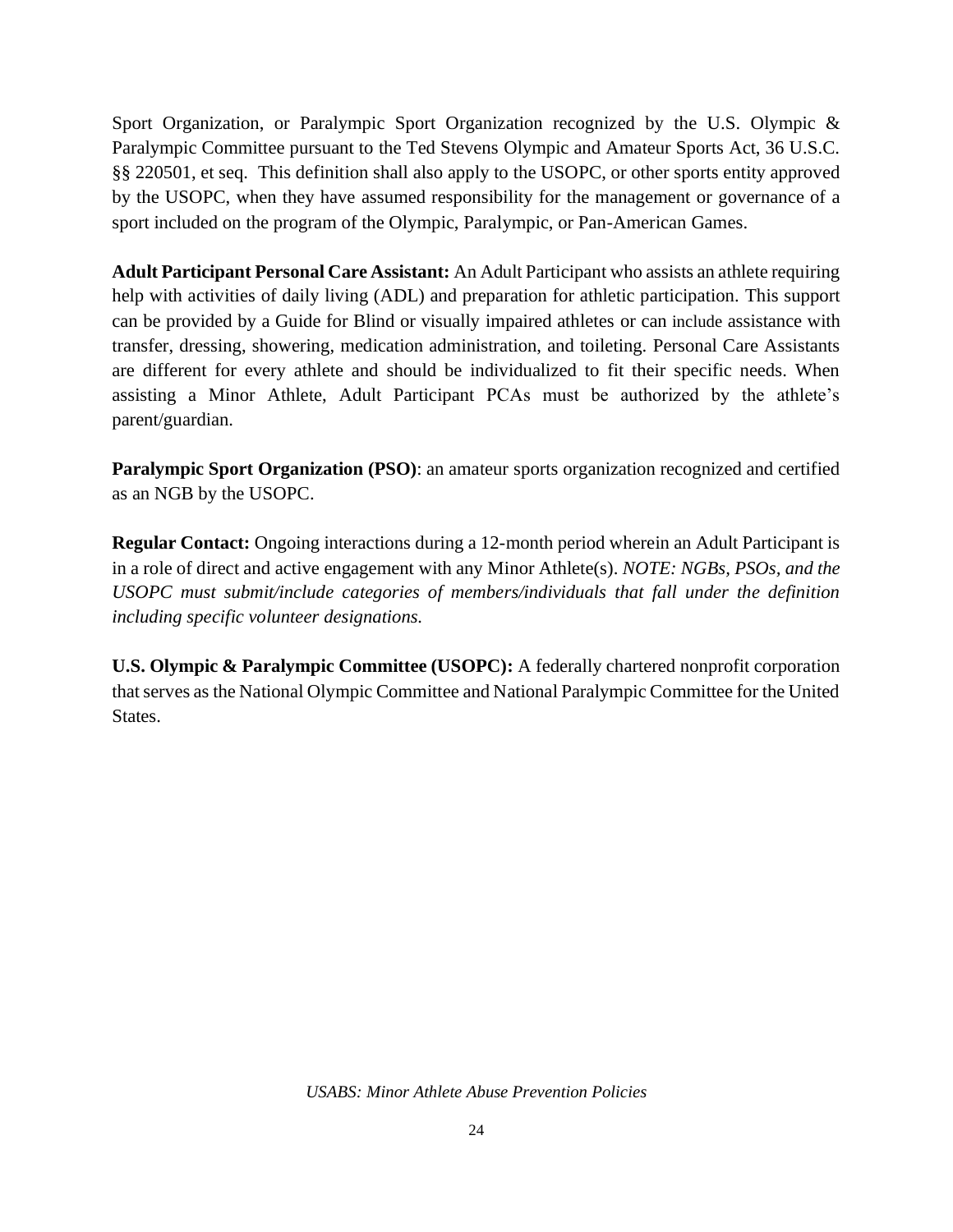Sport Organization, or Paralympic Sport Organization recognized by the U.S. Olympic & Paralympic Committee pursuant to the Ted Stevens Olympic and Amateur Sports Act, 36 U.S.C. §§ 220501, et seq. This definition shall also apply to the USOPC, or other sports entity approved by the USOPC, when they have assumed responsibility for the management or governance of a sport included on the program of the Olympic, Paralympic, or Pan-American Games.

**Adult Participant Personal Care Assistant:** An Adult Participant who assists an athlete requiring help with activities of daily living (ADL) and preparation for athletic participation. This support can be provided by a Guide for Blind or visually impaired athletes or can include assistance with transfer, dressing, showering, medication administration, and toileting. Personal Care Assistants are different for every athlete and should be individualized to fit their specific needs. When assisting a Minor Athlete, Adult Participant PCAs must be authorized by the athlete's parent/guardian.

**Paralympic Sport Organization (PSO)**: an amateur sports organization recognized and certified as an NGB by the USOPC.

**Regular Contact:** Ongoing interactions during a 12-month period wherein an Adult Participant is in a role of direct and active engagement with any Minor Athlete(s). *NOTE: NGBs, PSOs, and the USOPC must submit/include categories of members/individuals that fall under the definition including specific volunteer designations.*

**U.S. Olympic & Paralympic Committee (USOPC):** A federally chartered nonprofit corporation that serves as the National Olympic Committee and National Paralympic Committee for the United States.